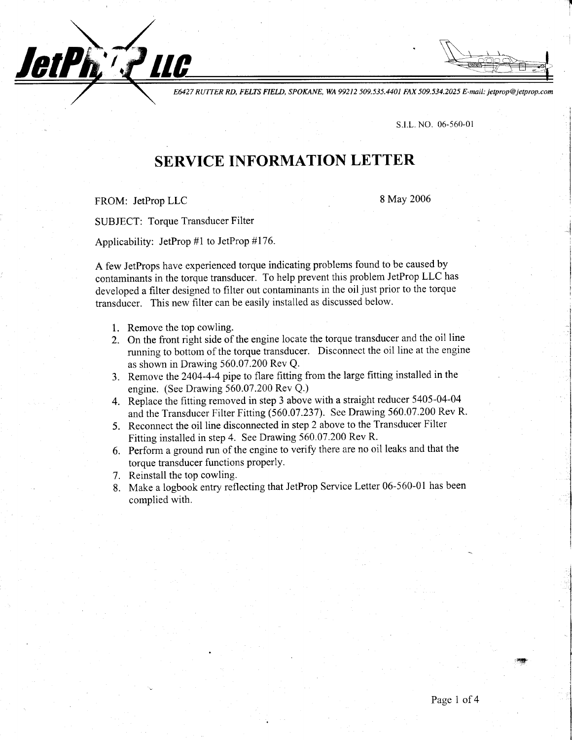JetProp LLC

*E6427 RUTTER RD, FELTS FIELD, SPOKANE, WA 99212 509.535.4401 FAX 509.534.2025 E-mail: jetprop@jetprop.com*

S.I.L. NO. 06-560-01

# SERVICE INFORMATION LETTER

FROM: JetProp LLC — 8 May 2006

SUBJECT: Torque Transducer Filter

Applicability: JetProp #1 to JetProp #176.

A few JetProps have experienced torque indicating problems found to be caused by contaminants in the torque transducer. To help prevent this problem JetProp LLC has developed a filter designed to filter out contaminants in the oil just prior to the torque transducer. This new filter can be easily installed as discussed below.

1. Remove the top cowling.
2. On the front right side of the engine locate the torque transducer and the oil line running to bottom of the torque transducer. Disconnect the oil line at the engine as shown in Drawing 560.07.200 Rev Q.
3. Remove the 2404-4-4 pipe to flare fitting from the large fitting installed in the engine. (See Drawing 560.07.200 Rev Q.)
4. Replace the fitting removed in step 3 above with a straight reducer 5405-04-04 and the Transducer Filter Fitting (560.07.237). See Drawing 560.07.200 Rev R.
5. Reconnect the oil line disconnected in step 2 above to the Transducer Filter Fitting installed in step 4. See Drawing 560.07.200 Rev R.
6. Perform a ground run of the engine to verify there are no oil leaks and that the torque transducer functions properly.
7. Reinstall the top cowling.
8. Make a logbook entry reflecting that JetProp Service Letter 06-560-01 has been complied with.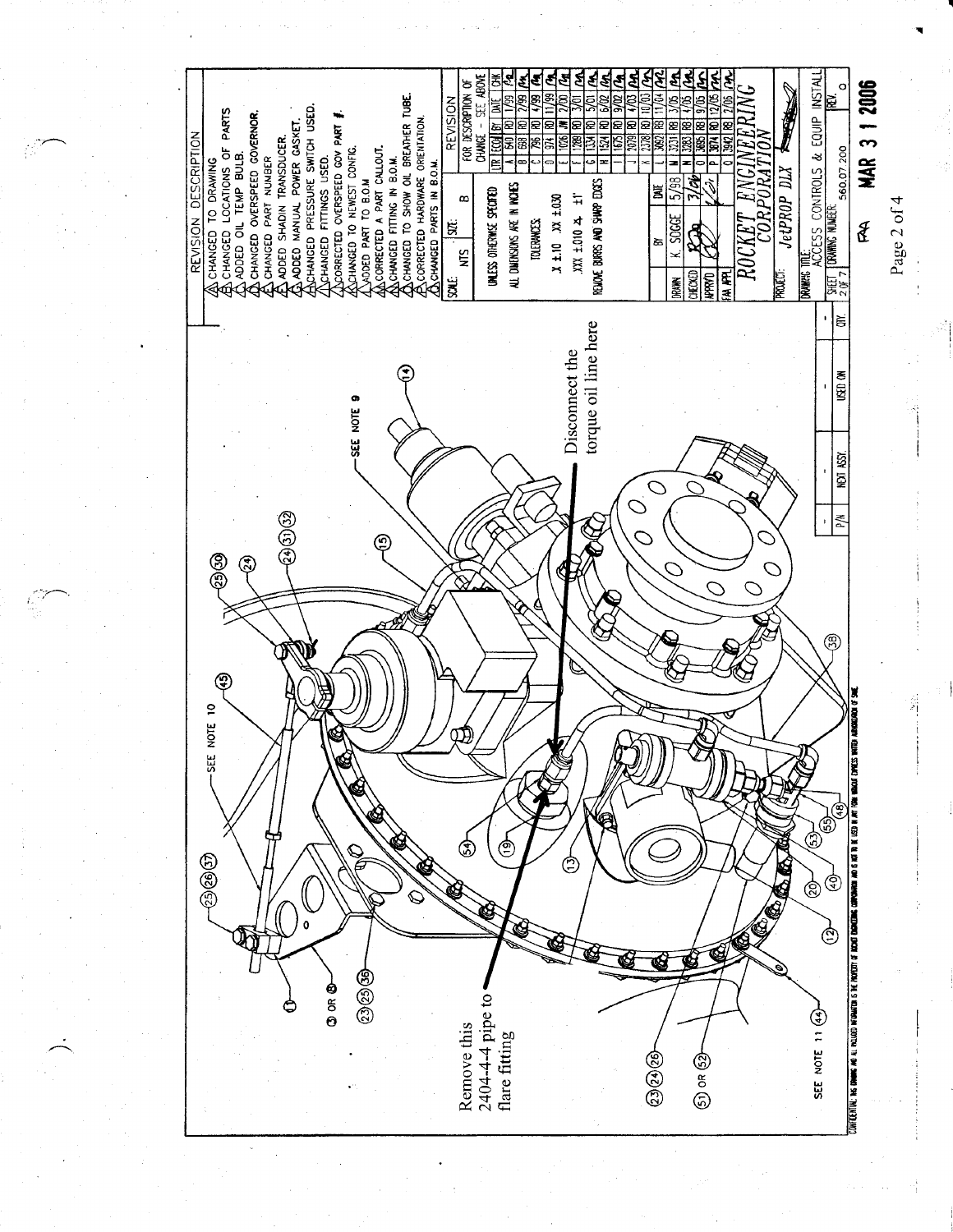Remove this 2404-4-4 pipe to flare fitting

Disconnect the torque oil line here

SEE NOTE 10

SEE NOTE 9

SEE NOTE 11

## REVISION DESCRIPTION

- A CHANGED TO DRAWING
- B CHANGED LOCATIONS OF PARTS
- C ADDED OIL TEMP BULB.
- D CHANGED OVERSPEED GOVERNOR.
- E CHANGED PART NUMBER
- F ADDED SHADIN TRANSDUCER.
- G ADDED MANUAL POWER GASKET.
- H CHANGED PRESSURE SWITCH USED.
- I CHANGED FITTINGS USED.
- J CORRECTED OVERSPEED GOV PART #.
- K CHANGED TO NEWEST CONFIG.
- L ADDED PART TO B.O.M
- M CORRECTED A PART CALLOUT.
- N CHANGED FITTING IN B.O.M.
- O CHANGED TO SHOW OIL BREATHER TUBE.
- P CORRECTED HARDWARE ORIENTATION.
- Q CHANGED PARTS IN B.O.M.

| SCALE: NTS | SIZE: B |
|---|---|

UNLESS OTHERWISE SPECIFIED

ALL DIMENSIONS ARE IN INCHES

TOLERANCES:

.X ±.10 .XX ±.030

.XXX ±.010 ∠ ±1°

REMOVE BURRS AND SHARP EDGES

| | BY | DATE |
|---|---|---|
| DRAWN | K. SOGGE | 5/98 |
| CHECKED | | 3/06 |
| APPR'VD | | |
| FAA APPL | | |

| REVISION | | | | |
|---|---|---|---|---|
| FOR DESCRIPTION OF CHANGE - SEE ABOVE | | | | |
| LTR | ECO# | BY | DATE | CHK |
| A | 640 | RD | 1/99 | |
| B | 698 | RD | 2/99 | |
| C | 796 | RD | 4/99 | |
| D | 974 | RD | 11/99 | |
| E | 1026 | JW | 2/00 | |
| F | 1289 | RD | 3/01 | |
| G | 1334 | RD | 5/01 | |
| H | 1524 | RD | 6/02 | |
| I | 1675 | RD | 9/02 | |
| J | 2079 | RD | 4/03 | |
| K | 2328 | RD | 10/03 | |
| L | 3092 | RB | 11/04 | |
| M | 3231 | RB | 3/05 | |
| N | 3283 | RB | 4/05 | |
| O | 3695 | RB | 9/05 | |
| P | 3874 | RD | 12/05 | |
| Q | 3942 | RB | 2/06 | |

ROCKET ENGINEERING CORPORATION

PROJECT: JetPROP DLX

DRAWING TITLE: ACCESS CONTROLS & EQUIP INSTALL

| SHEET 2 OF 7 | DRAWING NUMBER: 560.07.200 | REV. O |
|---|---|---|

| P/N | NEXT ASSY. | USED ON | QTY. |
|---|---|---|---|
| - | - | - | - |

CONFIDENTIAL: THIS DRAWING AND ALL INCLUDED INFORMATION IS THE PROPERTY OF ROCKET ENGINEERING CORPORATION AND IS NOT TO BE USED IN ANY FORM WITHOUT EXPRESS WRITTEN AUTHORIZATION OF SAME.

FAA MAR 3 1 2006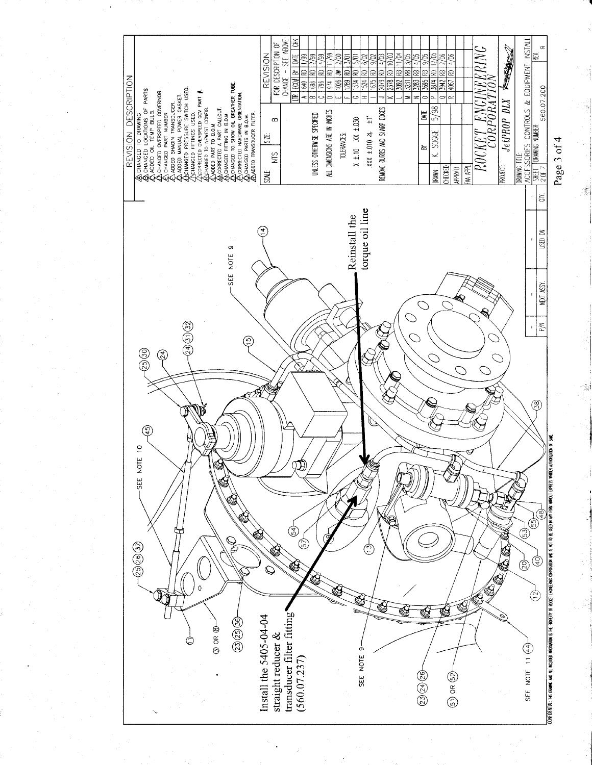Install the 5405-04-04 straight reducer & transducer filter fitting (560.07.237)

Reinstall the torque oil line

SEE NOTE 10

SEE NOTE 9

SEE NOTE 9

SEE NOTE 11 (44)

(1) (3) OR (8) (23)(25)(36) (25)(26)(37) (45) (25)(30) (24) (24)(31)(32) (15) (14) (54) (57) (13) (12) (20) (40) (53) (55) (48) (38) (23)(24)(26) (51) OR (52)

## REVISION DESCRIPTION

- A CHANGED TO DRAWING
- B CHANGED LOCATIONS OF PARTS
- C ADDED OIL TEMP BULB.
- D CHANGED OVERSPEED GOVERNOR.
- E CHANGED PART NUMBER
- F ADDED SHADIN TRANSDUCER.
- G ADDED MANUAL POWER GASKET.
- H CHANGED PRESSURE SWITCH USED.
- I CHANGED FITTINGS USED.
- J CORRECTED OVERSPEED GOV PART #.
- K CHANGED TO NEWEST CONFIG.
- L ADDED PART TO B.O.M
- M CORRECTED A PART CALLOUT.
- N CHANGED FITTING IN B.O.M.
- O CHANGED TO SHOW OIL BREATHER TUBE.
- P CORRECTED HARDWARE ORIENTATION.
- Q CHANGED PARTS IN B.O.M.
- R ADDED TRANSDUCER FILTER.

| REVISION | | | | | |
|---|---|---|---|---|---|
| FOR DESCRIPTION OF CHANGE - SEE ABOVE | | | | | |
| LTR | ECO# | BY | DATE | CHK | |
| A | 640 | RD | 1/99 | | |
| B | 698 | RD | 2/99 | | |
| C | 796 | RD | 4/99 | | |
| D | 974 | RD | 11/99 | | |
| E | 1026 | JW | 2/00 | | |
| F | 1289 | RD | 3/01 | | |
| G | 1334 | RD | 5/01 | | |
| H | 1524 | RD | 6/02 | | |
| I | 1675 | RD | 9/02 | | |
| J | 2079 | RD | 4/03 | | |
| K | 2378 | RD | 10/03 | | |
| L | 3092 | RB | 11/04 | | |
| M | 3231 | RB | 3/05 | | |
| N | 3283 | RB | 4/05 | | |
| O | 3695 | RB | 9/05 | | |
| P | 3874 | RD | 12/05 | | |
| Q | 3942 | RB | 2/06 | | |
| R | 4067 | RD | 4/06 | | |

SCALE: NTS — SIZE: B

UNLESS OTHERWISE SPECIFIED

ALL DIMENSIONS ARE IN INCHES

TOLERANCES:

X ±.10 XX ±.030

XXX ±.010 ∠ ±1°

REMOVE BURRS AND SHARP EDGES

| | BY | DATE |
|---|---|---|
| DRAWN | K. SOGGE | 5/98 |
| CHECKED | | |
| APPR'D | | |
| FAA APPL | | |

**ROCKET ENGINEERING CORPORATION**

PROJECT: *JetPROP DLX*

DRAWING TITLE: ACCESSORIES CONTROLS & EQUIPMENT INSTALL

SHEET 2 OF 7 — DRAWING NUMBER: 560.07.200 — REV: R

| P/N | NEXT ASSY. | USED ON | QTY. |
|---|---|---|---|
| - | - | - | - |

CONFIDENTIAL: THIS DRAWING AND ALL INCLUDED INFORMATION IS THE PROPERTY OF ROCKET ENGINEERING CORPORATION AND IS NOT TO BE USED IN ANY FORM WITHOUT EXPRESS WRITTEN AUTHORIZATION OF SAME.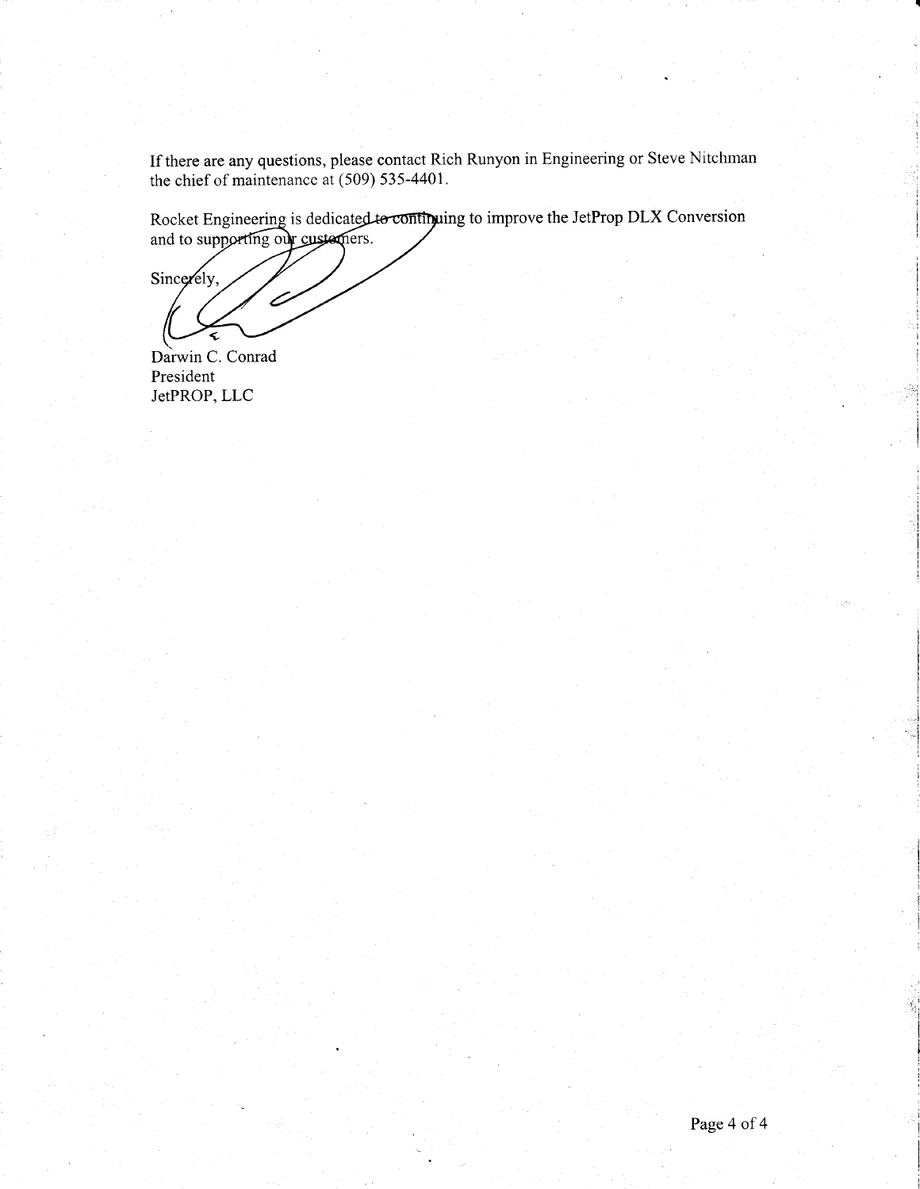If there are any questions, please contact Rich Runyon in Engineering or Steve Nitchman the chief of maintenance at (509) 535-4401.

Rocket Engineering is dedicated to continuing to improve the JetProp DLX Conversion and to supporting our customers.

Sincerely,

Darwin C. Conrad
President
JetPROP, LLC